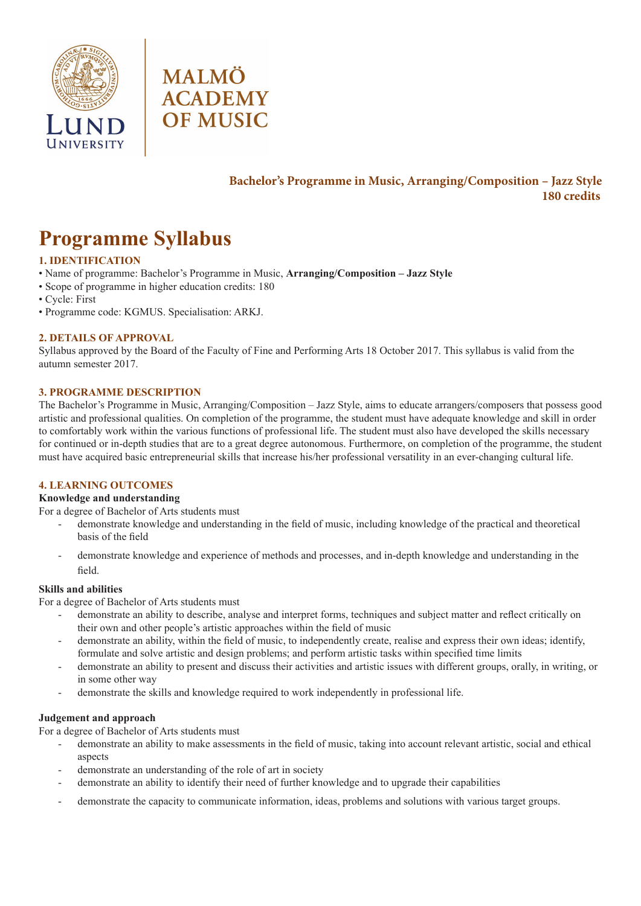MALMÖ ACADEMY OF MUSIC

**Bachelor's Programme in Music, Arranging/Composition – Jazz Style**
**180 credits**

# Programme Syllabus

## 1. IDENTIFICATION

- Name of programme: Bachelor's Programme in Music, **Arranging/Composition – Jazz Style**
- Scope of programme in higher education credits: 180
- Cycle: First
- Programme code: KGMUS. Specialisation: ARKJ.

## 2. DETAILS OF APPROVAL

Syllabus approved by the Board of the Faculty of Fine and Performing Arts 18 October 2017. This syllabus is valid from the autumn semester 2017.

## 3. PROGRAMME DESCRIPTION

The Bachelor's Programme in Music, Arranging/Composition – Jazz Style, aims to educate arrangers/composers that possess good artistic and professional qualities. On completion of the programme, the student must have adequate knowledge and skill in order to comfortably work within the various functions of professional life. The student must also have developed the skills necessary for continued or in-depth studies that are to a great degree autonomous. Furthermore, on completion of the programme, the student must have acquired basic entrepreneurial skills that increase his/her professional versatility in an ever-changing cultural life.

## 4. LEARNING OUTCOMES

### Knowledge and understanding

For a degree of Bachelor of Arts students must

- demonstrate knowledge and understanding in the field of music, including knowledge of the practical and theoretical basis of the field
- demonstrate knowledge and experience of methods and processes, and in-depth knowledge and understanding in the field.

### Skills and abilities

For a degree of Bachelor of Arts students must

- demonstrate an ability to describe, analyse and interpret forms, techniques and subject matter and reflect critically on their own and other people's artistic approaches within the field of music
- demonstrate an ability, within the field of music, to independently create, realise and express their own ideas; identify, formulate and solve artistic and design problems; and perform artistic tasks within specified time limits
- demonstrate an ability to present and discuss their activities and artistic issues with different groups, orally, in writing, or in some other way
- demonstrate the skills and knowledge required to work independently in professional life.

### Judgement and approach

For a degree of Bachelor of Arts students must

- demonstrate an ability to make assessments in the field of music, taking into account relevant artistic, social and ethical aspects
- demonstrate an understanding of the role of art in society
- demonstrate an ability to identify their need of further knowledge and to upgrade their capabilities
- demonstrate the capacity to communicate information, ideas, problems and solutions with various target groups.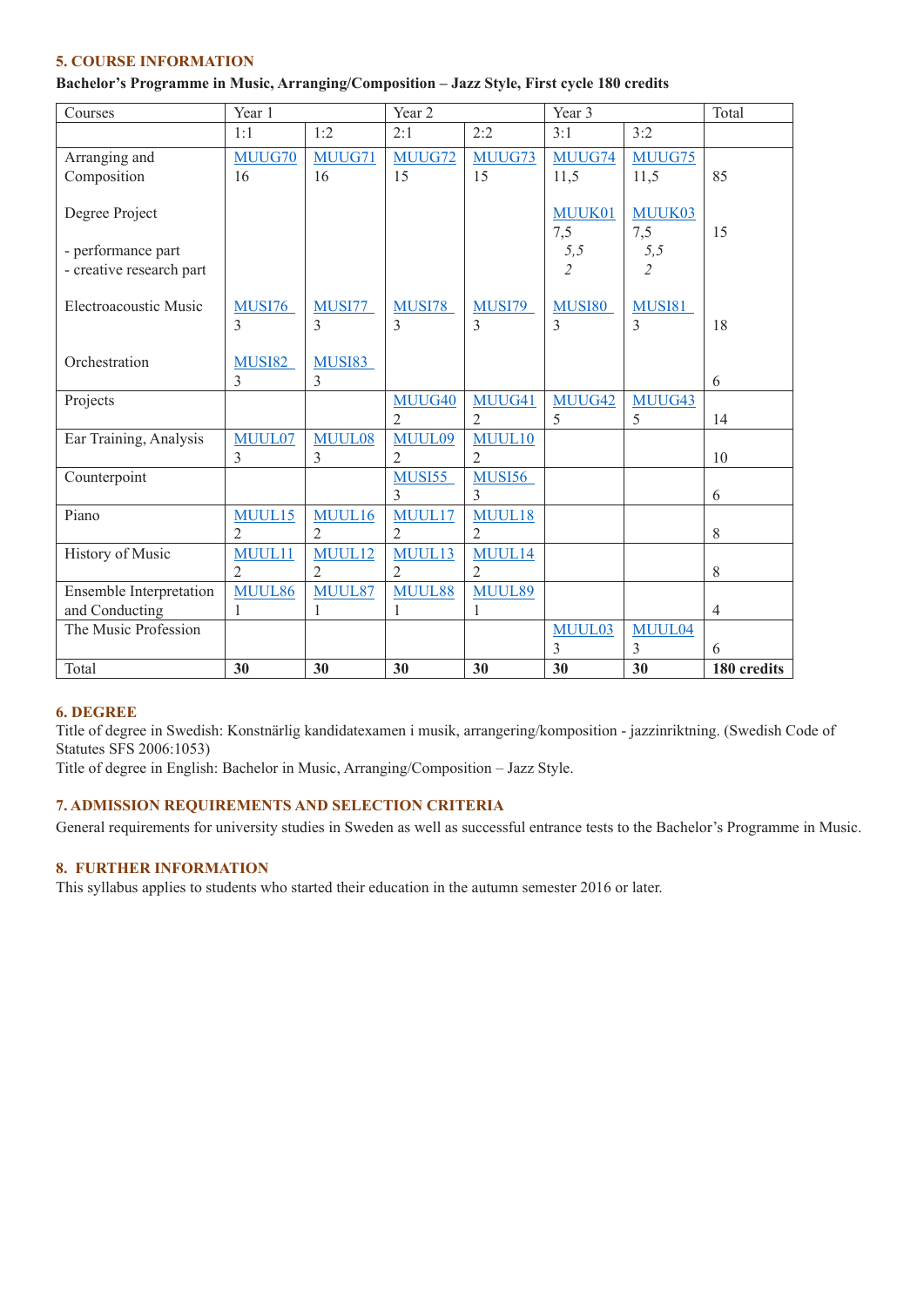## 5. COURSE INFORMATION

**Bachelor's Programme in Music, Arranging/Composition – Jazz Style, First cycle 180 credits**

| Courses | Year 1 | | Year 2 | | Year 3 | | Total |
|---|---|---|---|---|---|---|---|
| | 1:1 | 1:2 | 2:1 | 2:2 | 3:1 | 3:2 | |
| Arranging and Composition | MUUG70 16 | MUUG71 16 | MUUG72 15 | MUUG73 15 | MUUG74 11,5 | MUUG75 11,5 | 85 |
| Degree Project<br>- performance part<br>- creative research part | | | | | MUUK01 7,5<br>*5,5*<br>*2* | MUUK03 7,5<br>*5,5*<br>*2* | 15 |
| Electroacoustic Music | MUSI76 3 | MUSI77 3 | MUSI78 3 | MUSI79 3 | MUSI80 3 | MUSI81 3 | 18 |
| Orchestration | MUSI82 3 | MUSI83 3 | | | | | 6 |
| Projects | | | MUUG40 2 | MUUG41 2 | MUUG42 5 | MUUG43 5 | 14 |
| Ear Training, Analysis | MUUL07 3 | MUUL08 3 | MUUL09 2 | MUUL10 2 | | | 10 |
| Counterpoint | | | MUSI55 3 | MUSI56 3 | | | 6 |
| Piano | MUUL15 2 | MUUL16 2 | MUUL17 2 | MUUL18 2 | | | 8 |
| History of Music | MUUL11 2 | MUUL12 2 | MUUL13 2 | MUUL14 2 | | | 8 |
| Ensemble Interpretation and Conducting | MUUL86 1 | MUUL87 1 | MUUL88 1 | MUUL89 1 | | | 4 |
| The Music Profession | | | | | MUUL03 3 | MUUL04 3 | 6 |
| Total | **30** | **30** | **30** | **30** | **30** | **30** | **180 credits** |

## 6. DEGREE

Title of degree in Swedish: Konstnärlig kandidatexamen i musik, arrangering/komposition - jazzinriktning. (Swedish Code of Statutes SFS 2006:1053)
Title of degree in English: Bachelor in Music, Arranging/Composition – Jazz Style.

## 7. ADMISSION REQUIREMENTS AND SELECTION CRITERIA

General requirements for university studies in Sweden as well as successful entrance tests to the Bachelor's Programme in Music.

## 8. FURTHER INFORMATION

This syllabus applies to students who started their education in the autumn semester 2016 or later.